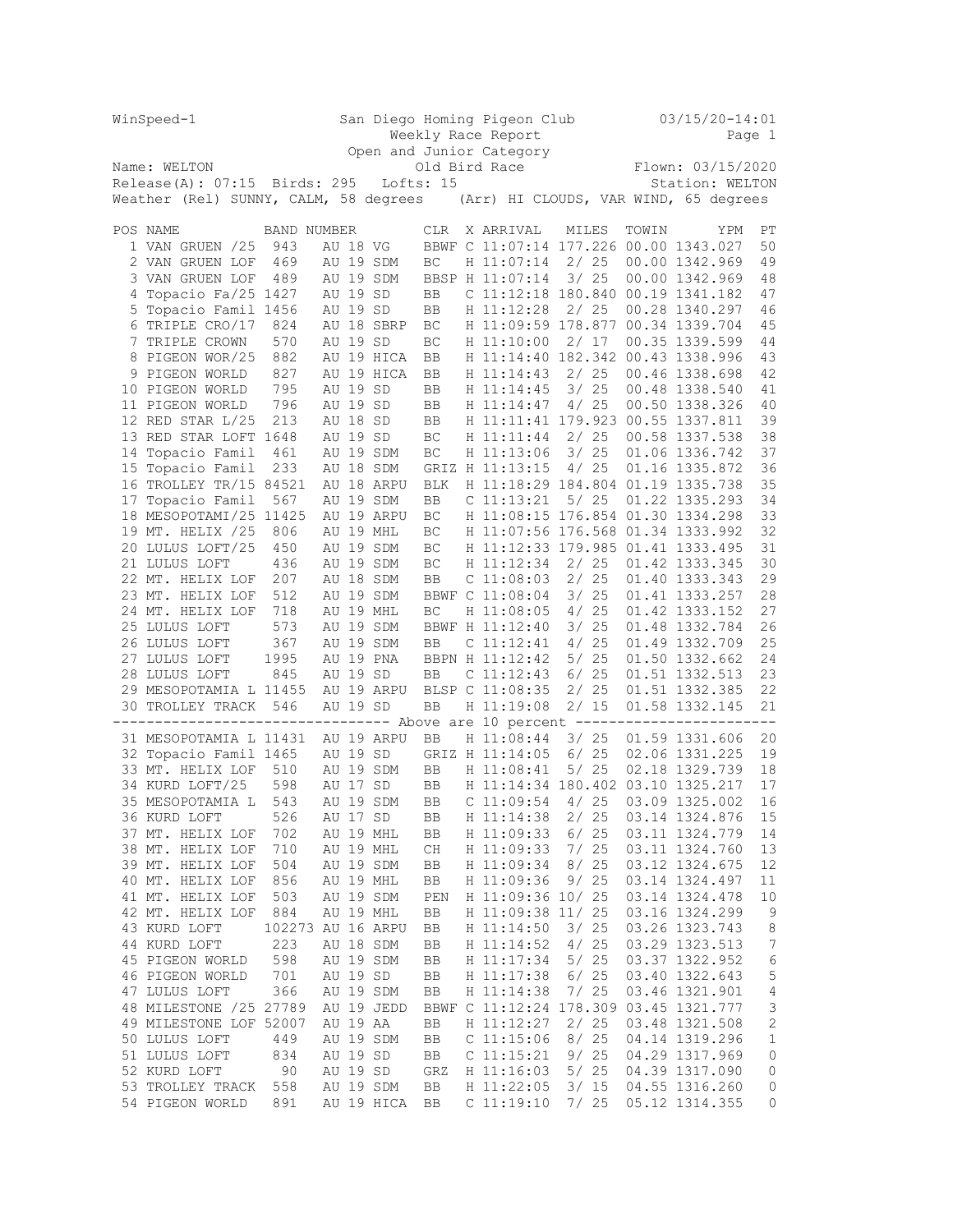WinSpeed-1 San Diego Homing Pigeon Club 03/15/20-14:01

Weekly Race Report

Open and Junior Category

Name: WELTON Old Bird Race Flown: 03/15/2020

Release(A): 07:15 Birds: 295 Lofts: 15 Station: WELTON

Weather (Rel) SUNNY, CALM, 58 degrees (Arr) HI CLOUDS, VAR WIND, 65 degrees

| POS | NAME | BAND NUMBER | CLR | X | ARRIVAL | MILES | TOWIN | YPM | PT |
|---|---|---|---|---|---|---|---|---|---|
| 1 | VAN GRUEN /25 | 943 AU 18 VG | BBWF | C | 11:07:14 | 177.226 | 00.00 | 1343.027 | 50 |
| 2 | VAN GRUEN LOF | 469 AU 19 SDM | BC | H | 11:07:14 | 2/ 25 | 00.00 | 1342.969 | 49 |
| 3 | VAN GRUEN LOF | 489 AU 19 SDM | BBSP | H | 11:07:14 | 3/ 25 | 00.00 | 1342.969 | 48 |
| 4 | Topacio Fa/25 | 1427 AU 19 SD | BB | C | 11:12:18 | 180.840 | 00.19 | 1341.182 | 47 |
| 5 | Topacio Famil | 1456 AU 19 SD | BB | H | 11:12:28 | 2/ 25 | 00.28 | 1340.297 | 46 |
| 6 | TRIPLE CRO/17 | 824 AU 18 SBRP | BC | H | 11:09:59 | 178.877 | 00.34 | 1339.704 | 45 |
| 7 | TRIPLE CROWN | 570 AU 19 SD | BC | H | 11:10:00 | 2/ 17 | 00.35 | 1339.599 | 44 |
| 8 | PIGEON WOR/25 | 882 AU 19 HICA | BB | H | 11:14:40 | 182.342 | 00.43 | 1338.996 | 43 |
| 9 | PIGEON WORLD | 827 AU 19 HICA | BB | H | 11:14:43 | 2/ 25 | 00.46 | 1338.698 | 42 |
| 10 | PIGEON WORLD | 795 AU 19 SD | BB | H | 11:14:45 | 3/ 25 | 00.48 | 1338.540 | 41 |
| 11 | PIGEON WORLD | 796 AU 19 SD | BB | H | 11:14:47 | 4/ 25 | 00.50 | 1338.326 | 40 |
| 12 | RED STAR L/25 | 213 AU 18 SD | BB | H | 11:11:41 | 179.923 | 00.55 | 1337.811 | 39 |
| 13 | RED STAR LOFT | 1648 AU 19 SD | BC | H | 11:11:44 | 2/ 25 | 00.58 | 1337.538 | 38 |
| 14 | Topacio Famil | 461 AU 19 SDM | BC | H | 11:13:06 | 3/ 25 | 01.06 | 1336.742 | 37 |
| 15 | Topacio Famil | 233 AU 18 SDM | GRIZ | H | 11:13:15 | 4/ 25 | 01.16 | 1335.872 | 36 |
| 16 | TROLLEY TR/15 | 84521 AU 18 ARPU | BLK | H | 11:18:29 | 184.804 | 01.19 | 1335.738 | 35 |
| 17 | Topacio Famil | 567 AU 19 SDM | BB | C | 11:13:21 | 5/ 25 | 01.22 | 1335.293 | 34 |
| 18 | MESOPOTAMI/25 | 11425 AU 19 ARPU | BC | H | 11:08:15 | 176.854 | 01.30 | 1334.298 | 33 |
| 19 | MT. HELIX /25 | 806 AU 19 MHL | BC | H | 11:07:56 | 176.568 | 01.34 | 1333.992 | 32 |
| 20 | LULUS LOFT/25 | 450 AU 19 SDM | BC | H | 11:12:33 | 179.985 | 01.41 | 1333.495 | 31 |
| 21 | LULUS LOFT | 436 AU 19 SDM | BC | H | 11:12:34 | 2/ 25 | 01.42 | 1333.345 | 30 |
| 22 | MT. HELIX LOF | 207 AU 18 SDM | BB | C | 11:08:03 | 2/ 25 | 01.40 | 1333.343 | 29 |
| 23 | MT. HELIX LOF | 512 AU 19 SDM | BBWF | C | 11:08:04 | 3/ 25 | 01.41 | 1333.257 | 28 |
| 24 | MT. HELIX LOF | 718 AU 19 MHL | BC | H | 11:08:05 | 4/ 25 | 01.42 | 1333.152 | 27 |
| 25 | LULUS LOFT | 573 AU 19 SDM | BBWF | H | 11:12:40 | 3/ 25 | 01.48 | 1332.784 | 26 |
| 26 | LULUS LOFT | 367 AU 19 SDM | BB | C | 11:12:41 | 4/ 25 | 01.49 | 1332.709 | 25 |
| 27 | LULUS LOFT | 1995 AU 19 PNA | BBPN | H | 11:12:42 | 5/ 25 | 01.50 | 1332.662 | 24 |
| 28 | LULUS LOFT | 845 AU 19 SD | BB | C | 11:12:43 | 6/ 25 | 01.51 | 1332.513 | 23 |
| 29 | MESOPOTAMIA L | 11455 AU 19 ARPU | BLSP | C | 11:08:35 | 2/ 25 | 01.51 | 1332.385 | 22 |
| 30 | TROLLEY TRACK | 546 AU 19 SD | BB | H | 11:19:08 | 2/ 15 | 01.58 | 1332.145 | 21 |
| | ---- Above are 10 percent ---- | | | | | | | | |
| 31 | MESOPOTAMIA L | 11431 AU 19 ARPU | BB | H | 11:08:44 | 3/ 25 | 01.59 | 1331.606 | 20 |
| 32 | Topacio Famil | 1465 AU 19 SD | GRIZ | H | 11:14:05 | 6/ 25 | 02.06 | 1331.225 | 19 |
| 33 | MT. HELIX LOF | 510 AU 19 SDM | BB | H | 11:08:41 | 5/ 25 | 02.18 | 1329.739 | 18 |
| 34 | KURD LOFT/25 | 598 AU 17 SD | BB | H | 11:14:34 | 180.402 | 03.10 | 1325.217 | 17 |
| 35 | MESOPOTAMIA L | 543 AU 19 SDM | BB | C | 11:09:54 | 4/ 25 | 03.09 | 1325.002 | 16 |
| 36 | KURD LOFT | 526 AU 17 SD | BB | H | 11:14:38 | 2/ 25 | 03.14 | 1324.876 | 15 |
| 37 | MT. HELIX LOF | 702 AU 19 MHL | BB | H | 11:09:33 | 6/ 25 | 03.11 | 1324.779 | 14 |
| 38 | MT. HELIX LOF | 710 AU 19 MHL | CH | H | 11:09:33 | 7/ 25 | 03.11 | 1324.760 | 13 |
| 39 | MT. HELIX LOF | 504 AU 19 SDM | BB | H | 11:09:34 | 8/ 25 | 03.12 | 1324.675 | 12 |
| 40 | MT. HELIX LOF | 856 AU 19 MHL | BB | H | 11:09:36 | 9/ 25 | 03.14 | 1324.497 | 11 |
| 41 | MT. HELIX LOF | 503 AU 19 SDM | PEN | H | 11:09:36 | 10/ 25 | 03.14 | 1324.478 | 10 |
| 42 | MT. HELIX LOF | 884 AU 19 MHL | BB | H | 11:09:38 | 11/ 25 | 03.16 | 1324.299 | 9 |
| 43 | KURD LOFT | 102273 AU 16 ARPU | BB | H | 11:14:50 | 3/ 25 | 03.26 | 1323.743 | 8 |
| 44 | KURD LOFT | 223 AU 18 SDM | BB | H | 11:14:52 | 4/ 25 | 03.29 | 1323.513 | 7 |
| 45 | PIGEON WORLD | 598 AU 19 SDM | BB | H | 11:17:34 | 5/ 25 | 03.37 | 1322.952 | 6 |
| 46 | PIGEON WORLD | 701 AU 19 SD | BB | H | 11:17:38 | 6/ 25 | 03.40 | 1322.643 | 5 |
| 47 | LULUS LOFT | 366 AU 19 SDM | BB | H | 11:14:38 | 7/ 25 | 03.46 | 1321.901 | 4 |
| 48 | MILESTONE /25 | 27789 AU 19 JEDD | BBWF | C | 11:12:24 | 178.309 | 03.45 | 1321.777 | 3 |
| 49 | MILESTONE LOF | 52007 AU 19 AA | BB | H | 11:12:27 | 2/ 25 | 03.48 | 1321.508 | 2 |
| 50 | LULUS LOFT | 449 AU 19 SDM | BB | C | 11:15:06 | 8/ 25 | 04.14 | 1319.296 | 1 |
| 51 | LULUS LOFT | 834 AU 19 SD | BB | C | 11:15:21 | 9/ 25 | 04.29 | 1317.969 | 0 |
| 52 | KURD LOFT | 90 AU 19 SD | GRZ | H | 11:16:03 | 5/ 25 | 04.39 | 1317.090 | 0 |
| 53 | TROLLEY TRACK | 558 AU 19 SDM | BB | H | 11:22:05 | 3/ 15 | 04.55 | 1316.260 | 0 |
| 54 | PIGEON WORLD | 891 AU 19 HICA | BB | C | 11:19:10 | 7/ 25 | 05.12 | 1314.355 | 0 |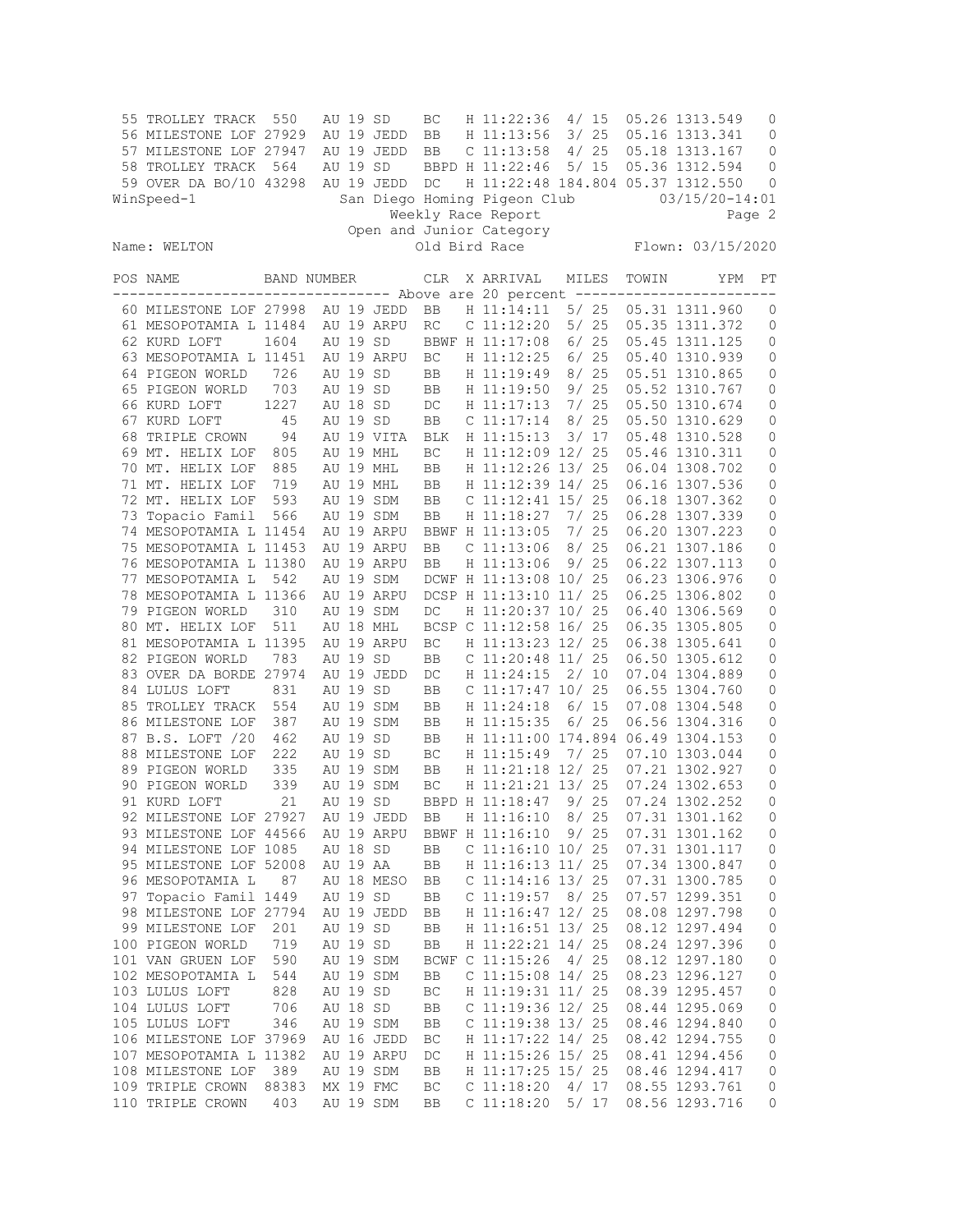| POS | NAME | BAND NUMBER | CLR | X | ARRIVAL | MILES | TOWIN | YPM | PT |
|---|---|---|---|---|---|---|---|---|---|
| 55 | TROLLEY TRACK | 550 AU 19 SD | BC | H | 11:22:36 | 4/ 15 | 05.26 | 1313.549 | 0 |
| 56 | MILESTONE LOF | 27929 AU 19 JEDD | BB | H | 11:13:56 | 3/ 25 | 05.16 | 1313.341 | 0 |
| 57 | MILESTONE LOF | 27947 AU 19 JEDD | BB | C | 11:13:58 | 4/ 25 | 05.18 | 1313.167 | 0 |
| 58 | TROLLEY TRACK | 564 AU 19 SD | BBPD | H | 11:22:46 | 5/ 15 | 05.36 | 1312.594 | 0 |
| 59 | OVER DA BO/10 | 43298 AU 19 JEDD | DC | H | 11:22:48 | 184.804 | 05.37 | 1312.550 | 0 |

WinSpeed-1 San Diego Homing Pigeon Club 03/15/20-14:01

Weekly Race Report

Open and Junior Category

Name: WELTON Old Bird Race Flown: 03/15/2020

| POS | NAME | BAND NUMBER | CLR | X | ARRIVAL | MILES | TOWIN | YPM | PT |
|---|---|---|---|---|---|---|---|---|---|
| | | ------ Above are 20 percent ------ | | | | | | | |
| 60 | MILESTONE LOF | 27998 AU 19 JEDD | BB | H | 11:14:11 | 5/ 25 | 05.31 | 1311.960 | 0 |
| 61 | MESOPOTAMIA L | 11484 AU 19 ARPU | RC | C | 11:12:20 | 5/ 25 | 05.35 | 1311.372 | 0 |
| 62 | KURD LOFT | 1604 AU 19 SD | BBWF | H | 11:17:08 | 6/ 25 | 05.45 | 1311.125 | 0 |
| 63 | MESOPOTAMIA L | 11451 AU 19 ARPU | BC | H | 11:12:25 | 6/ 25 | 05.40 | 1310.939 | 0 |
| 64 | PIGEON WORLD | 726 AU 19 SD | BB | H | 11:19:49 | 8/ 25 | 05.51 | 1310.865 | 0 |
| 65 | PIGEON WORLD | 703 AU 19 SD | BB | H | 11:19:50 | 9/ 25 | 05.52 | 1310.767 | 0 |
| 66 | KURD LOFT | 1227 AU 18 SD | DC | H | 11:17:13 | 7/ 25 | 05.50 | 1310.674 | 0 |
| 67 | KURD LOFT | 45 AU 19 SD | BB | C | 11:17:14 | 8/ 25 | 05.50 | 1310.629 | 0 |
| 68 | TRIPLE CROWN | 94 AU 19 VITA | BLK | H | 11:15:13 | 3/ 17 | 05.48 | 1310.528 | 0 |
| 69 | MT. HELIX LOF | 805 AU 19 MHL | BC | H | 11:12:09 | 12/ 25 | 05.46 | 1310.311 | 0 |
| 70 | MT. HELIX LOF | 885 AU 19 MHL | BB | H | 11:12:26 | 13/ 25 | 06.04 | 1308.702 | 0 |
| 71 | MT. HELIX LOF | 719 AU 19 MHL | BB | H | 11:12:39 | 14/ 25 | 06.16 | 1307.536 | 0 |
| 72 | MT. HELIX LOF | 593 AU 19 SDM | BB | C | 11:12:41 | 15/ 25 | 06.18 | 1307.362 | 0 |
| 73 | Topacio Famil | 566 AU 19 SDM | BB | H | 11:18:27 | 7/ 25 | 06.28 | 1307.339 | 0 |
| 74 | MESOPOTAMIA L | 11454 AU 19 ARPU | BBWF | H | 11:13:05 | 7/ 25 | 06.20 | 1307.223 | 0 |
| 75 | MESOPOTAMIA L | 11453 AU 19 ARPU | BB | C | 11:13:06 | 8/ 25 | 06.21 | 1307.186 | 0 |
| 76 | MESOPOTAMIA L | 11380 AU 19 ARPU | BB | H | 11:13:06 | 9/ 25 | 06.22 | 1307.113 | 0 |
| 77 | MESOPOTAMIA L | 542 AU 19 SDM | DCWF | H | 11:13:08 | 10/ 25 | 06.23 | 1306.976 | 0 |
| 78 | MESOPOTAMIA L | 11366 AU 19 ARPU | DCSP | H | 11:13:10 | 11/ 25 | 06.25 | 1306.802 | 0 |
| 79 | PIGEON WORLD | 310 AU 19 SDM | DC | H | 11:20:37 | 10/ 25 | 06.40 | 1306.569 | 0 |
| 80 | MT. HELIX LOF | 511 AU 18 MHL | BCSP | C | 11:12:58 | 16/ 25 | 06.35 | 1305.805 | 0 |
| 81 | MESOPOTAMIA L | 11395 AU 19 ARPU | BC | H | 11:13:23 | 12/ 25 | 06.38 | 1305.641 | 0 |
| 82 | PIGEON WORLD | 783 AU 19 SD | BB | C | 11:20:48 | 11/ 25 | 06.50 | 1305.612 | 0 |
| 83 | OVER DA BORDE | 27974 AU 19 JEDD | DC | H | 11:24:15 | 2/ 10 | 07.04 | 1304.889 | 0 |
| 84 | LULUS LOFT | 831 AU 19 SD | BB | C | 11:17:47 | 10/ 25 | 06.55 | 1304.760 | 0 |
| 85 | TROLLEY TRACK | 554 AU 19 SDM | BB | H | 11:24:18 | 6/ 15 | 07.08 | 1304.548 | 0 |
| 86 | MILESTONE LOF | 387 AU 19 SDM | BB | H | 11:15:35 | 6/ 25 | 06.56 | 1304.316 | 0 |
| 87 | B.S. LOFT /20 | 462 AU 19 SD | BB | H | 11:11:00 | 174.894 | 06.49 | 1304.153 | 0 |
| 88 | MILESTONE LOF | 222 AU 19 SD | BC | H | 11:15:49 | 7/ 25 | 07.10 | 1303.044 | 0 |
| 89 | PIGEON WORLD | 335 AU 19 SDM | BB | H | 11:21:18 | 12/ 25 | 07.21 | 1302.927 | 0 |
| 90 | PIGEON WORLD | 339 AU 19 SDM | BC | H | 11:21:21 | 13/ 25 | 07.24 | 1302.653 | 0 |
| 91 | KURD LOFT | 21 AU 19 SD | BBPD | H | 11:18:47 | 9/ 25 | 07.24 | 1302.252 | 0 |
| 92 | MILESTONE LOF | 27927 AU 19 JEDD | BB | H | 11:16:10 | 8/ 25 | 07.31 | 1301.162 | 0 |
| 93 | MILESTONE LOF | 44566 AU 19 ARPU | BBWF | H | 11:16:10 | 9/ 25 | 07.31 | 1301.162 | 0 |
| 94 | MILESTONE LOF | 1085 AU 18 SD | BB | C | 11:16:10 | 10/ 25 | 07.31 | 1301.117 | 0 |
| 95 | MILESTONE LOF | 52008 AU 19 AA | BB | H | 11:16:13 | 11/ 25 | 07.34 | 1300.847 | 0 |
| 96 | MESOPOTAMIA L | 87 AU 18 MESO | BB | C | 11:14:16 | 13/ 25 | 07.31 | 1300.785 | 0 |
| 97 | Topacio Famil | 1449 AU 19 SD | BB | C | 11:19:57 | 8/ 25 | 07.57 | 1299.351 | 0 |
| 98 | MILESTONE LOF | 27794 AU 19 JEDD | BB | H | 11:16:47 | 12/ 25 | 08.08 | 1297.798 | 0 |
| 99 | MILESTONE LOF | 201 AU 19 SD | BB | H | 11:16:51 | 13/ 25 | 08.12 | 1297.494 | 0 |
| 100 | PIGEON WORLD | 719 AU 19 SD | BB | H | 11:22:21 | 14/ 25 | 08.24 | 1297.396 | 0 |
| 101 | VAN GRUEN LOF | 590 AU 19 SDM | BCWF | C | 11:15:26 | 4/ 25 | 08.12 | 1297.180 | 0 |
| 102 | MESOPOTAMIA L | 544 AU 19 SDM | BB | C | 11:15:08 | 14/ 25 | 08.23 | 1296.127 | 0 |
| 103 | LULUS LOFT | 828 AU 19 SD | BC | H | 11:19:31 | 11/ 25 | 08.39 | 1295.457 | 0 |
| 104 | LULUS LOFT | 706 AU 18 SD | BB | C | 11:19:36 | 12/ 25 | 08.44 | 1295.069 | 0 |
| 105 | LULUS LOFT | 346 AU 19 SDM | BB | C | 11:19:38 | 13/ 25 | 08.46 | 1294.840 | 0 |
| 106 | MILESTONE LOF | 37969 AU 16 JEDD | BC | H | 11:17:22 | 14/ 25 | 08.42 | 1294.755 | 0 |
| 107 | MESOPOTAMIA L | 11382 AU 19 ARPU | DC | H | 11:15:26 | 15/ 25 | 08.41 | 1294.456 | 0 |
| 108 | MILESTONE LOF | 389 AU 19 SDM | BB | H | 11:17:25 | 15/ 25 | 08.46 | 1294.417 | 0 |
| 109 | TRIPLE CROWN | 88383 MX 19 FMC | BC | C | 11:18:20 | 4/ 17 | 08.55 | 1293.761 | 0 |
| 110 | TRIPLE CROWN | 403 AU 19 SDM | BB | C | 11:18:20 | 5/ 17 | 08.56 | 1293.716 | 0 |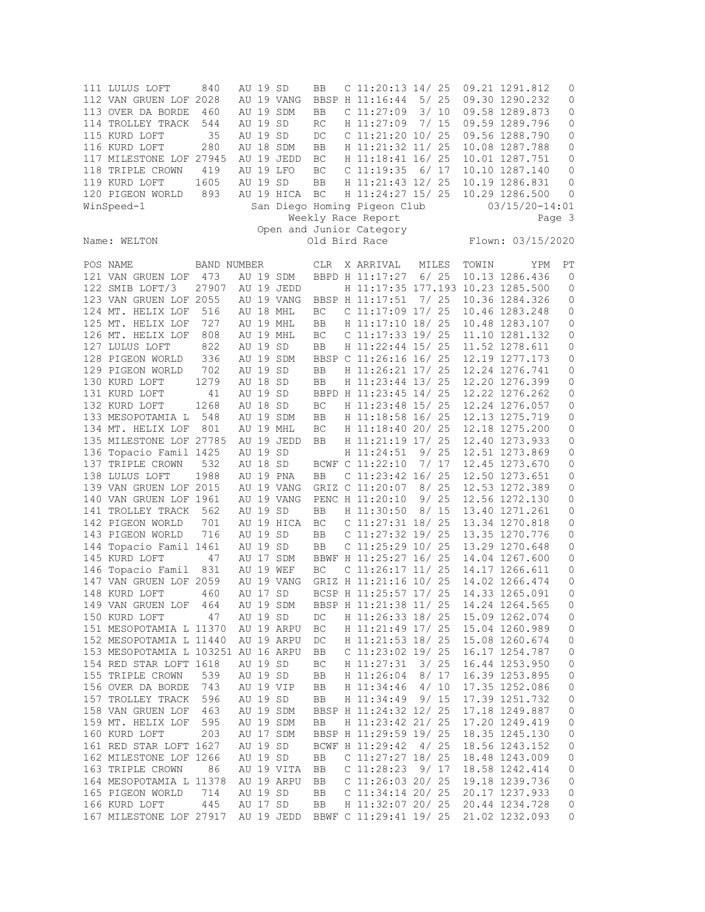| POS | NAME | BAND NUMBER | | | CLR | X | ARRIVAL | MILES | TOWIN | YPM | PT |
|---|---|---|---|---|---|---|---|---|---|---|---|
| 111 | LULUS LOFT | 840 | AU 19 | SD | BB | C | 11:20:13 | 14/ 25 | 09.21 | 1291.812 | 0 |
| 112 | VAN GRUEN LOF | 2028 | AU 19 | VANG | BBSP | H | 11:16:44 | 5/ 25 | 09.30 | 1290.232 | 0 |
| 113 | OVER DA BORDE | 460 | AU 19 | SDM | BB | C | 11:27:09 | 3/ 10 | 09.58 | 1289.873 | 0 |
| 114 | TROLLEY TRACK | 544 | AU 19 | SD | RC | H | 11:27:09 | 7/ 15 | 09.59 | 1289.796 | 0 |
| 115 | KURD LOFT | 35 | AU 19 | SD | DC | C | 11:21:20 | 10/ 25 | 09.56 | 1288.790 | 0 |
| 116 | KURD LOFT | 280 | AU 18 | SDM | BB | H | 11:21:32 | 11/ 25 | 10.08 | 1287.788 | 0 |
| 117 | MILESTONE LOF | 27945 | AU 19 | JEDD | BC | H | 11:18:41 | 16/ 25 | 10.01 | 1287.751 | 0 |
| 118 | TRIPLE CROWN | 419 | AU 19 | LFO | BC | C | 11:19:35 | 6/ 17 | 10.10 | 1287.140 | 0 |
| 119 | KURD LOFT | 1605 | AU 19 | SD | BB | H | 11:21:43 | 12/ 25 | 10.19 | 1286.831 | 0 |
| 120 | PIGEON WORLD | 893 | AU 19 | HICA | BC | H | 11:24:27 | 15/ 25 | 10.29 | 1286.500 | 0 |

WinSpeed-1 San Diego Homing Pigeon Club 03/15/20-14:01

Weekly Race Report

Open and Junior Category

Name: WELTON Old Bird Race Flown: 03/15/2020

| POS | NAME | BAND NUMBER | | | CLR | X | ARRIVAL | MILES | TOWIN | YPM | PT |
|---|---|---|---|---|---|---|---|---|---|---|---|
| 121 | VAN GRUEN LOF | 473 | AU 19 | SDM | BBPD | H | 11:17:27 | 6/ 25 | 10.13 | 1286.436 | 0 |
| 122 | SMIB LOFT/3 | 27907 | AU 19 | JEDD | | H | 11:17:35 | 177.193 | 10.23 | 1285.500 | 0 |
| 123 | VAN GRUEN LOF | 2055 | AU 19 | VANG | BBSP | H | 11:17:51 | 7/ 25 | 10.36 | 1284.326 | 0 |
| 124 | MT. HELIX LOF | 516 | AU 18 | MHL | BC | C | 11:17:09 | 17/ 25 | 10.46 | 1283.248 | 0 |
| 125 | MT. HELIX LOF | 727 | AU 19 | MHL | BB | H | 11:17:10 | 18/ 25 | 10.48 | 1283.107 | 0 |
| 126 | MT. HELIX LOF | 808 | AU 19 | MHL | BC | C | 11:17:33 | 19/ 25 | 11.10 | 1281.132 | 0 |
| 127 | LULUS LOFT | 822 | AU 19 | SD | BB | H | 11:22:44 | 15/ 25 | 11.52 | 1278.611 | 0 |
| 128 | PIGEON WORLD | 336 | AU 19 | SDM | BBSP | C | 11:26:16 | 16/ 25 | 12.19 | 1277.173 | 0 |
| 129 | PIGEON WORLD | 702 | AU 19 | SD | BB | H | 11:26:21 | 17/ 25 | 12.24 | 1276.741 | 0 |
| 130 | KURD LOFT | 1279 | AU 18 | SD | BB | H | 11:23:44 | 13/ 25 | 12.20 | 1276.399 | 0 |
| 131 | KURD LOFT | 41 | AU 19 | SD | BBPD | H | 11:23:45 | 14/ 25 | 12.22 | 1276.262 | 0 |
| 132 | KURD LOFT | 1268 | AU 18 | SD | BC | H | 11:23:48 | 15/ 25 | 12.24 | 1276.057 | 0 |
| 133 | MESOPOTAMIA L | 548 | AU 19 | SDM | BB | H | 11:18:58 | 16/ 25 | 12.13 | 1275.719 | 0 |
| 134 | MT. HELIX LOF | 801 | AU 19 | MHL | BC | H | 11:18:40 | 20/ 25 | 12.18 | 1275.200 | 0 |
| 135 | MILESTONE LOF | 27785 | AU 19 | JEDD | BB | H | 11:21:19 | 17/ 25 | 12.40 | 1273.933 | 0 |
| 136 | Topacio Famil | 1425 | AU 19 | SD | | H | 11:24:51 | 9/ 25 | 12.51 | 1273.869 | 0 |
| 137 | TRIPLE CROWN | 532 | AU 18 | SD | BCWF | C | 11:22:10 | 7/ 17 | 12.45 | 1273.670 | 0 |
| 138 | LULUS LOFT | 1988 | AU 19 | PNA | BB | C | 11:23:42 | 16/ 25 | 12.50 | 1273.651 | 0 |
| 139 | VAN GRUEN LOF | 2015 | AU 19 | VANG | GRIZ | C | 11:20:07 | 8/ 25 | 12.53 | 1272.389 | 0 |
| 140 | VAN GRUEN LOF | 1961 | AU 19 | VANG | PENC | H | 11:20:10 | 9/ 25 | 12.56 | 1272.130 | 0 |
| 141 | TROLLEY TRACK | 562 | AU 19 | SD | BB | H | 11:30:50 | 8/ 15 | 13.40 | 1271.261 | 0 |
| 142 | PIGEON WORLD | 701 | AU 19 | HICA | BC | C | 11:27:31 | 18/ 25 | 13.34 | 1270.818 | 0 |
| 143 | PIGEON WORLD | 716 | AU 19 | SD | BB | C | 11:27:32 | 19/ 25 | 13.35 | 1270.776 | 0 |
| 144 | Topacio Famil | 1461 | AU 19 | SD | BB | C | 11:25:29 | 10/ 25 | 13.29 | 1270.648 | 0 |
| 145 | KURD LOFT | 47 | AU 17 | SDM | BBWF | H | 11:25:27 | 16/ 25 | 14.04 | 1267.600 | 0 |
| 146 | Topacio Famil | 831 | AU 19 | WEF | BC | C | 11:26:17 | 11/ 25 | 14.17 | 1266.611 | 0 |
| 147 | VAN GRUEN LOF | 2059 | AU 19 | VANG | GRIZ | H | 11:21:16 | 10/ 25 | 14.02 | 1266.474 | 0 |
| 148 | KURD LOFT | 460 | AU 17 | SD | BCSP | H | 11:25:57 | 17/ 25 | 14.33 | 1265.091 | 0 |
| 149 | VAN GRUEN LOF | 464 | AU 19 | SDM | BBSP | H | 11:21:38 | 11/ 25 | 14.24 | 1264.565 | 0 |
| 150 | KURD LOFT | 47 | AU 19 | SD | DC | H | 11:26:33 | 18/ 25 | 15.09 | 1262.074 | 0 |
| 151 | MESOPOTAMIA L | 11370 | AU 19 | ARPU | BC | H | 11:21:49 | 17/ 25 | 15.04 | 1260.989 | 0 |
| 152 | MESOPOTAMIA L | 11440 | AU 19 | ARPU | DC | H | 11:21:53 | 18/ 25 | 15.08 | 1260.674 | 0 |
| 153 | MESOPOTAMIA L | 103251 | AU 16 | ARPU | BB | C | 11:23:02 | 19/ 25 | 16.17 | 1254.787 | 0 |
| 154 | RED STAR LOFT | 1618 | AU 19 | SD | BC | H | 11:27:31 | 3/ 25 | 16.44 | 1253.950 | 0 |
| 155 | TRIPLE CROWN | 539 | AU 19 | SD | BB | H | 11:26:04 | 8/ 17 | 16.39 | 1253.895 | 0 |
| 156 | OVER DA BORDE | 743 | AU 19 | VIP | BB | H | 11:34:46 | 4/ 10 | 17.35 | 1252.086 | 0 |
| 157 | TROLLEY TRACK | 596 | AU 19 | SD | BB | H | 11:34:49 | 9/ 15 | 17.39 | 1251.732 | 0 |
| 158 | VAN GRUEN LOF | 463 | AU 19 | SDM | BBSP | H | 11:24:32 | 12/ 25 | 17.18 | 1249.887 | 0 |
| 159 | MT. HELIX LOF | 595 | AU 19 | SDM | BB | H | 11:23:42 | 21/ 25 | 17.20 | 1249.419 | 0 |
| 160 | KURD LOFT | 203 | AU 17 | SDM | BBSP | H | 11:29:59 | 19/ 25 | 18.35 | 1245.130 | 0 |
| 161 | RED STAR LOFT | 1627 | AU 19 | SD | BCWF | H | 11:29:42 | 4/ 25 | 18.56 | 1243.152 | 0 |
| 162 | MILESTONE LOF | 1266 | AU 19 | SD | BB | C | 11:27:27 | 18/ 25 | 18.48 | 1243.009 | 0 |
| 163 | TRIPLE CROWN | 86 | AU 19 | VITA | BB | C | 11:28:23 | 9/ 17 | 18.58 | 1242.414 | 0 |
| 164 | MESOPOTAMIA L | 11378 | AU 19 | ARPU | BB | C | 11:26:03 | 20/ 25 | 19.18 | 1239.736 | 0 |
| 165 | PIGEON WORLD | 714 | AU 19 | SD | BB | C | 11:34:14 | 20/ 25 | 20.17 | 1237.933 | 0 |
| 166 | KURD LOFT | 445 | AU 17 | SD | BB | H | 11:32:07 | 20/ 25 | 20.44 | 1234.728 | 0 |
| 167 | MILESTONE LOF | 27917 | AU 19 | JEDD | BBWF | C | 11:29:41 | 19/ 25 | 21.02 | 1232.093 | 0 |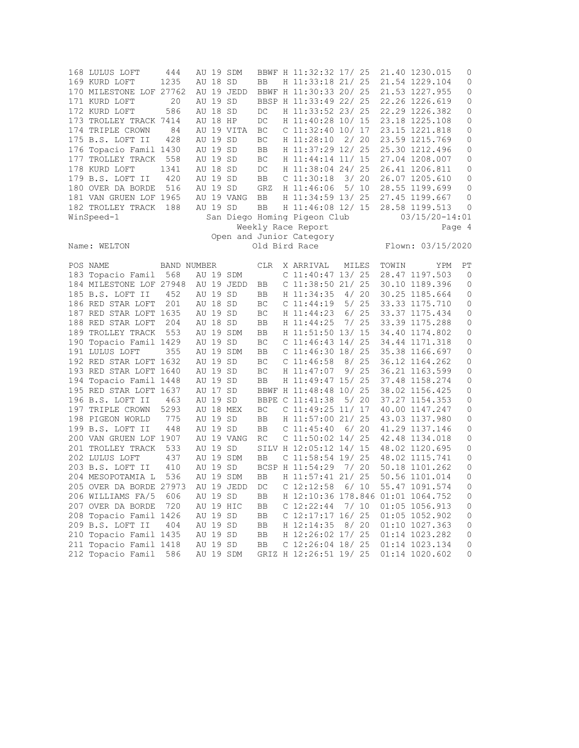| POS | NAME | BAND NUMBER | | | CLR | X | ARRIVAL | MILES | TOWIN | YPM | PT |
|---|---|---|---|---|---|---|---|---|---|---|---|
| 168 | LULUS LOFT | 444 | AU 19 | SDM | BBWF | H | 11:32:32 | 17/ 25 | 21.40 | 1230.015 | 0 |
| 169 | KURD LOFT | 1235 | AU 18 | SD | BB | H | 11:33:18 | 21/ 25 | 21.54 | 1229.104 | 0 |
| 170 | MILESTONE LOF | 27762 | AU 19 | JEDD | BBWF | H | 11:30:33 | 20/ 25 | 21.53 | 1227.955 | 0 |
| 171 | KURD LOFT | 20 | AU 19 | SD | BBSP | H | 11:33:49 | 22/ 25 | 22.26 | 1226.619 | 0 |
| 172 | KURD LOFT | 586 | AU 18 | SD | DC | H | 11:33:52 | 23/ 25 | 22.29 | 1226.382 | 0 |
| 173 | TROLLEY TRACK | 7414 | AU 18 | HP | DC | H | 11:40:28 | 10/ 15 | 23.18 | 1225.108 | 0 |
| 174 | TRIPLE CROWN | 84 | AU 19 | VITA | BC | C | 11:32:40 | 10/ 17 | 23.15 | 1221.818 | 0 |
| 175 | B.S. LOFT II | 428 | AU 19 | SD | BC | H | 11:28:10 | 2/ 20 | 23.59 | 1215.769 | 0 |
| 176 | Topacio Famil | 1430 | AU 19 | SD | BB | H | 11:37:29 | 12/ 25 | 25.30 | 1212.496 | 0 |
| 177 | TROLLEY TRACK | 558 | AU 19 | SD | BC | H | 11:44:14 | 11/ 15 | 27.04 | 1208.007 | 0 |
| 178 | KURD LOFT | 1341 | AU 18 | SD | DC | H | 11:38:04 | 24/ 25 | 26.41 | 1206.811 | 0 |
| 179 | B.S. LOFT II | 420 | AU 19 | SD | BB | C | 11:30:18 | 3/ 20 | 26.07 | 1205.610 | 0 |
| 180 | OVER DA BORDE | 516 | AU 19 | SD | GRZ | H | 11:46:06 | 5/ 10 | 28.55 | 1199.699 | 0 |
| 181 | VAN GRUEN LOF | 1965 | AU 19 | VANG | BB | H | 11:34:59 | 13/ 25 | 27.45 | 1199.667 | 0 |
| 182 | TROLLEY TRACK | 188 | AU 19 | SD | BB | H | 11:46:08 | 12/ 15 | 28.58 | 1199.513 | 0 |

WinSpeed-1 San Diego Homing Pigeon Club 03/15/20-14:01

Weekly Race Report

Open and Junior Category

Name: WELTON Old Bird Race Flown: 03/15/2020

| POS | NAME | BAND NUMBER | | | CLR | X | ARRIVAL | MILES | TOWIN | YPM | PT |
|---|---|---|---|---|---|---|---|---|---|---|---|
| 183 | Topacio Famil | 568 | AU 19 | SDM | | C | 11:40:47 | 13/ 25 | 28.47 | 1197.503 | 0 |
| 184 | MILESTONE LOF | 27948 | AU 19 | JEDD | BB | C | 11:38:50 | 21/ 25 | 30.10 | 1189.396 | 0 |
| 185 | B.S. LOFT II | 452 | AU 19 | SD | BB | H | 11:34:35 | 4/ 20 | 30.25 | 1185.664 | 0 |
| 186 | RED STAR LOFT | 201 | AU 18 | SD | BC | C | 11:44:19 | 5/ 25 | 33.33 | 1175.710 | 0 |
| 187 | RED STAR LOFT | 1635 | AU 19 | SD | BC | H | 11:44:23 | 6/ 25 | 33.37 | 1175.434 | 0 |
| 188 | RED STAR LOFT | 204 | AU 18 | SD | BB | H | 11:44:25 | 7/ 25 | 33.39 | 1175.288 | 0 |
| 189 | TROLLEY TRACK | 553 | AU 19 | SDM | BB | H | 11:51:50 | 13/ 15 | 34.40 | 1174.802 | 0 |
| 190 | Topacio Famil | 1429 | AU 19 | SD | BC | C | 11:46:43 | 14/ 25 | 34.44 | 1171.318 | 0 |
| 191 | LULUS LOFT | 355 | AU 19 | SDM | BB | C | 11:46:30 | 18/ 25 | 35.38 | 1166.697 | 0 |
| 192 | RED STAR LOFT | 1632 | AU 19 | SD | BC | C | 11:46:58 | 8/ 25 | 36.12 | 1164.262 | 0 |
| 193 | RED STAR LOFT | 1640 | AU 19 | SD | BC | H | 11:47:07 | 9/ 25 | 36.21 | 1163.599 | 0 |
| 194 | Topacio Famil | 1448 | AU 19 | SD | BB | H | 11:49:47 | 15/ 25 | 37.48 | 1158.274 | 0 |
| 195 | RED STAR LOFT | 1637 | AU 17 | SD | BBWF | H | 11:48:48 | 10/ 25 | 38.02 | 1156.425 | 0 |
| 196 | B.S. LOFT II | 463 | AU 19 | SD | BBPE | C | 11:41:38 | 5/ 20 | 37.27 | 1154.353 | 0 |
| 197 | TRIPLE CROWN | 5293 | AU 18 | MEX | BC | C | 11:49:25 | 11/ 17 | 40.00 | 1147.247 | 0 |
| 198 | PIGEON WORLD | 775 | AU 19 | SD | BB | H | 11:57:00 | 21/ 25 | 43.03 | 1137.980 | 0 |
| 199 | B.S. LOFT II | 448 | AU 19 | SD | BB | C | 11:45:40 | 6/ 20 | 41.29 | 1137.146 | 0 |
| 200 | VAN GRUEN LOF | 1907 | AU 19 | VANG | RC | C | 11:50:02 | 14/ 25 | 42.48 | 1134.018 | 0 |
| 201 | TROLLEY TRACK | 533 | AU 19 | SD | SILV | H | 12:05:12 | 14/ 15 | 48.02 | 1120.695 | 0 |
| 202 | LULUS LOFT | 437 | AU 19 | SDM | BB | C | 11:58:54 | 19/ 25 | 48.02 | 1115.741 | 0 |
| 203 | B.S. LOFT II | 410 | AU 19 | SD | BCSP | H | 11:54:29 | 7/ 20 | 50.18 | 1101.262 | 0 |
| 204 | MESOPOTAMIA L | 536 | AU 19 | SDM | BB | H | 11:57:41 | 21/ 25 | 50.56 | 1101.014 | 0 |
| 205 | OVER DA BORDE | 27973 | AU 19 | JEDD | DC | C | 12:12:58 | 6/ 10 | 55.47 | 1091.574 | 0 |
| 206 | WILLIAMS FA/5 | 606 | AU 19 | SD | BB | H | 12:10:36 | 178.846 | 01:01 | 1064.752 | 0 |
| 207 | OVER DA BORDE | 720 | AU 19 | HIC | BB | C | 12:22:44 | 7/ 10 | 01:05 | 1056.913 | 0 |
| 208 | Topacio Famil | 1426 | AU 19 | SD | BB | C | 12:17:17 | 16/ 25 | 01:05 | 1052.902 | 0 |
| 209 | B.S. LOFT II | 404 | AU 19 | SD | BB | H | 12:14:35 | 8/ 20 | 01:10 | 1027.363 | 0 |
| 210 | Topacio Famil | 1435 | AU 19 | SD | BB | H | 12:26:02 | 17/ 25 | 01:14 | 1023.282 | 0 |
| 211 | Topacio Famil | 1418 | AU 19 | SD | BB | C | 12:26:04 | 18/ 25 | 01:14 | 1023.134 | 0 |
| 212 | Topacio Famil | 586 | AU 19 | SDM | GRIZ | H | 12:26:51 | 19/ 25 | 01:14 | 1020.602 | 0 |